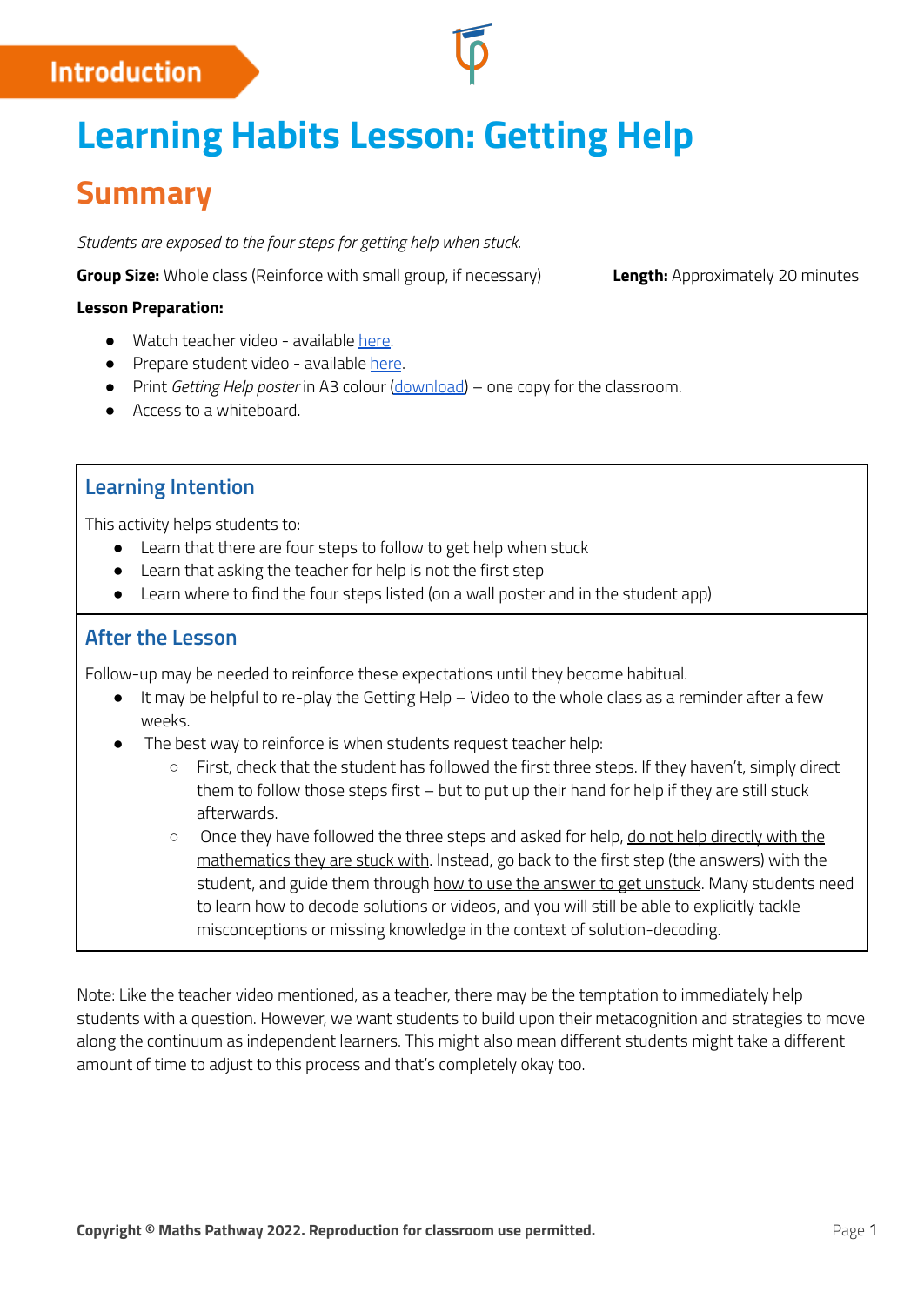Introduction

# Learning Habits Lesson: Getting Help

## Summary

*Students are exposed to the four steps for getting help when stuck.*

**Group Size:** Whole class (Reinforce with small group, if necessary)

**Length:** Approximately 20 minutes

**Lesson Preparation:**

- Watch teacher video - available here.
- Prepare student video - available here.
- Print *Getting Help poster* in A3 colour (download) – one copy for the classroom.
- Access to a whiteboard.

### Learning Intention

This activity helps students to:

- Learn that there are four steps to follow to get help when stuck
- Learn that asking the teacher for help is not the first step
- Learn where to find the four steps listed (on a wall poster and in the student app)

### After the Lesson

Follow-up may be needed to reinforce these expectations until they become habitual.

- It may be helpful to re-play the Getting Help – Video to the whole class as a reminder after a few weeks.
- The best way to reinforce is when students request teacher help:
  - First, check that the student has followed the first three steps. If they haven't, simply direct them to follow those steps first – but to put up their hand for help if they are still stuck afterwards.
  - Once they have followed the three steps and asked for help, do not help directly with the mathematics they are stuck with. Instead, go back to the first step (the answers) with the student, and guide them through how to use the answer to get unstuck. Many students need to learn how to decode solutions or videos, and you will still be able to explicitly tackle misconceptions or missing knowledge in the context of solution-decoding.

Note: Like the teacher video mentioned, as a teacher, there may be the temptation to immediately help students with a question. However, we want students to build upon their metacognition and strategies to move along the continuum as independent learners. This might also mean different students might take a different amount of time to adjust to this process and that's completely okay too.

**Copyright © Maths Pathway 2022. Reproduction for classroom use permitted.**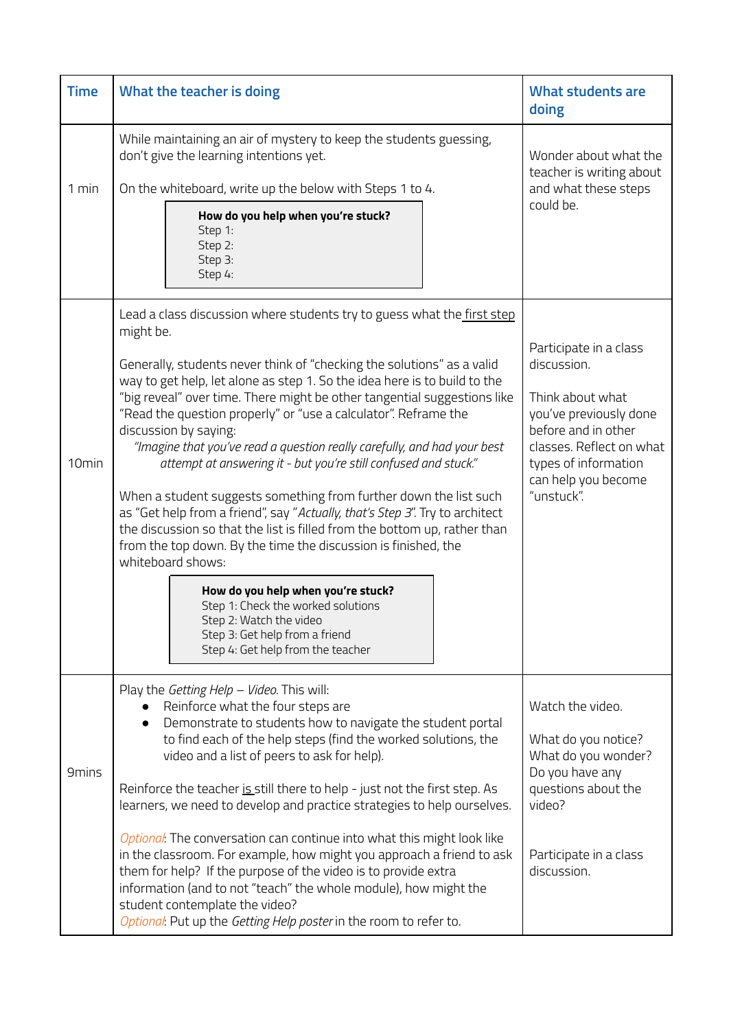| Time | What the teacher is doing | What students are doing |
|---|---|---|
| 1 min | While maintaining an air of mystery to keep the students guessing, don't give the learning intentions yet.<br><br>On the whiteboard, write up the below with Steps 1 to 4.<br><br>**How do you help when you're stuck?**<br>Step 1:<br>Step 2:<br>Step 3:<br>Step 4: | Wonder about what the teacher is writing about and what these steps could be. |
| 10min | Lead a class discussion where students try to guess what the first step might be.<br><br>Generally, students never think of "checking the solutions" as a valid way to get help, let alone as step 1. So the idea here is to build to the "big reveal" over time. There might be other tangential suggestions like "Read the question properly" or "use a calculator". Reframe the discussion by saying:<br>*"Imagine that you've read a question really carefully, and had your best attempt at answering it - but you're still confused and stuck."*<br><br>When a student suggests something from further down the list such as "Get help from a friend", say *"Actually, that's Step 3"*. Try to architect the discussion so that the list is filled from the bottom up, rather than from the top down. By the time the discussion is finished, the whiteboard shows:<br><br>**How do you help when you're stuck?**<br>Step 1: Check the worked solutions<br>Step 2: Watch the video<br>Step 3: Get help from a friend<br>Step 4: Get help from the teacher | Participate in a class discussion.<br><br>Think about what you've previously done before and in other classes. Reflect on what types of information can help you become "unstuck". |
| 9mins | Play the *Getting Help – Video*. This will:<br>• Reinforce what the four steps are<br>• Demonstrate to students how to navigate the student portal to find each of the help steps (find the worked solutions, the video and a list of peers to ask for help).<br><br>Reinforce the teacher is still there to help - just not the first step. As learners, we need to develop and practice strategies to help ourselves.<br><br>*Optional*: The conversation can continue into what this might look like in the classroom. For example, how might you approach a friend to ask them for help? If the purpose of the video is to provide extra information (and to not "teach" the whole module), how might the student contemplate the video?<br>*Optional*: Put up the *Getting Help poster* in the room to refer to. | Watch the video.<br><br>What do you notice? What do you wonder? Do you have any questions about the video?<br><br>Participate in a class discussion. |